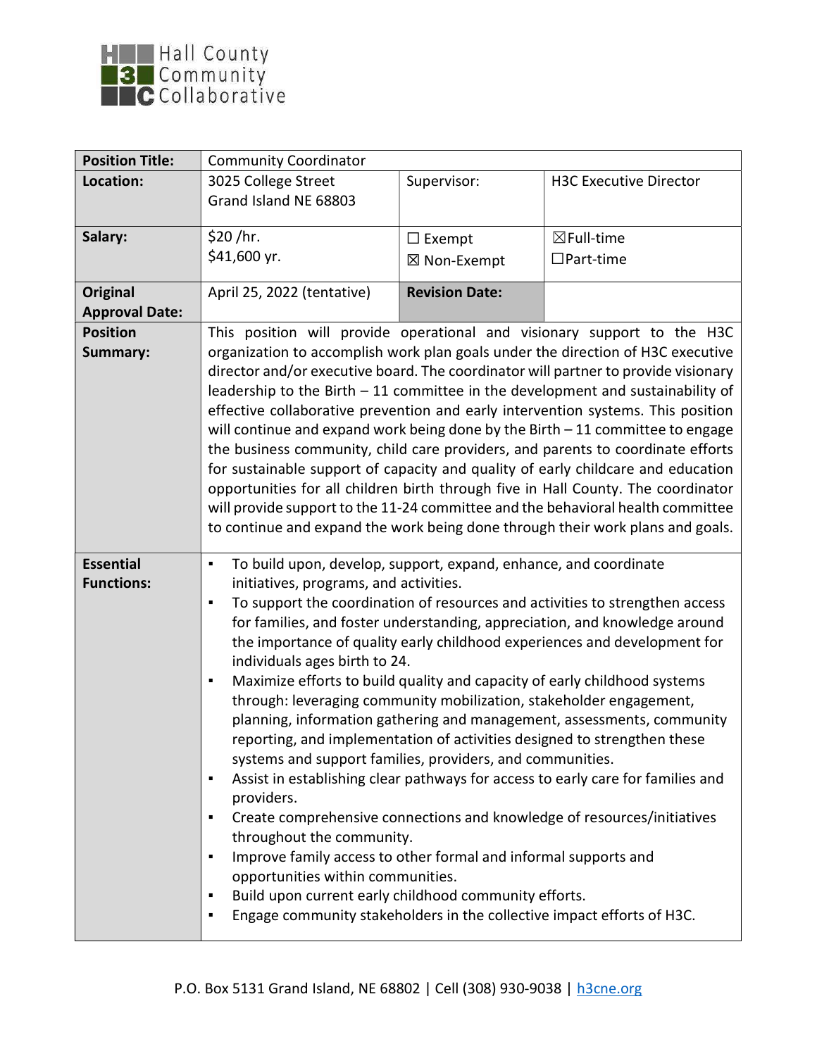Hall County Community Collaborative

| **Position Title:** | Community Coordinator | | |
|---|---|---|---|
| **Location:** | 3025 College Street<br>Grand Island NE 68803 | Supervisor: | H3C Executive Director |
| **Salary:** | $20 /hr.<br>$41,600 yr. | ☐ Exempt<br>☒ Non-Exempt | ☒Full-time<br>☐Part-time |
| **Original Approval Date:** | April 25, 2022 (tentative) | **Revision Date:** | |
| **Position Summary:** | This position will provide operational and visionary support to the H3C organization to accomplish work plan goals under the direction of H3C executive director and/or executive board. The coordinator will partner to provide visionary leadership to the Birth – 11 committee in the development and sustainability of effective collaborative prevention and early intervention systems. This position will continue and expand work being done by the Birth – 11 committee to engage the business community, child care providers, and parents to coordinate efforts for sustainable support of capacity and quality of early childcare and education opportunities for all children birth through five in Hall County. The coordinator will provide support to the 11-24 committee and the behavioral health committee to continue and expand the work being done through their work plans and goals. | | |
| **Essential Functions:** | ▪ To build upon, develop, support, expand, enhance, and coordinate initiatives, programs, and activities.<br>▪ To support the coordination of resources and activities to strengthen access for families, and foster understanding, appreciation, and knowledge around the importance of quality early childhood experiences and development for individuals ages birth to 24.<br>▪ Maximize efforts to build quality and capacity of early childhood systems through: leveraging community mobilization, stakeholder engagement, planning, information gathering and management, assessments, community reporting, and implementation of activities designed to strengthen these systems and support families, providers, and communities.<br>▪ Assist in establishing clear pathways for access to early care for families and providers.<br>▪ Create comprehensive connections and knowledge of resources/initiatives throughout the community.<br>▪ Improve family access to other formal and informal supports and opportunities within communities.<br>▪ Build upon current early childhood community efforts.<br>▪ Engage community stakeholders in the collective impact efforts of H3C. | | |

P.O. Box 5131 Grand Island, NE 68802 | Cell (308) 930-9038 | h3cne.org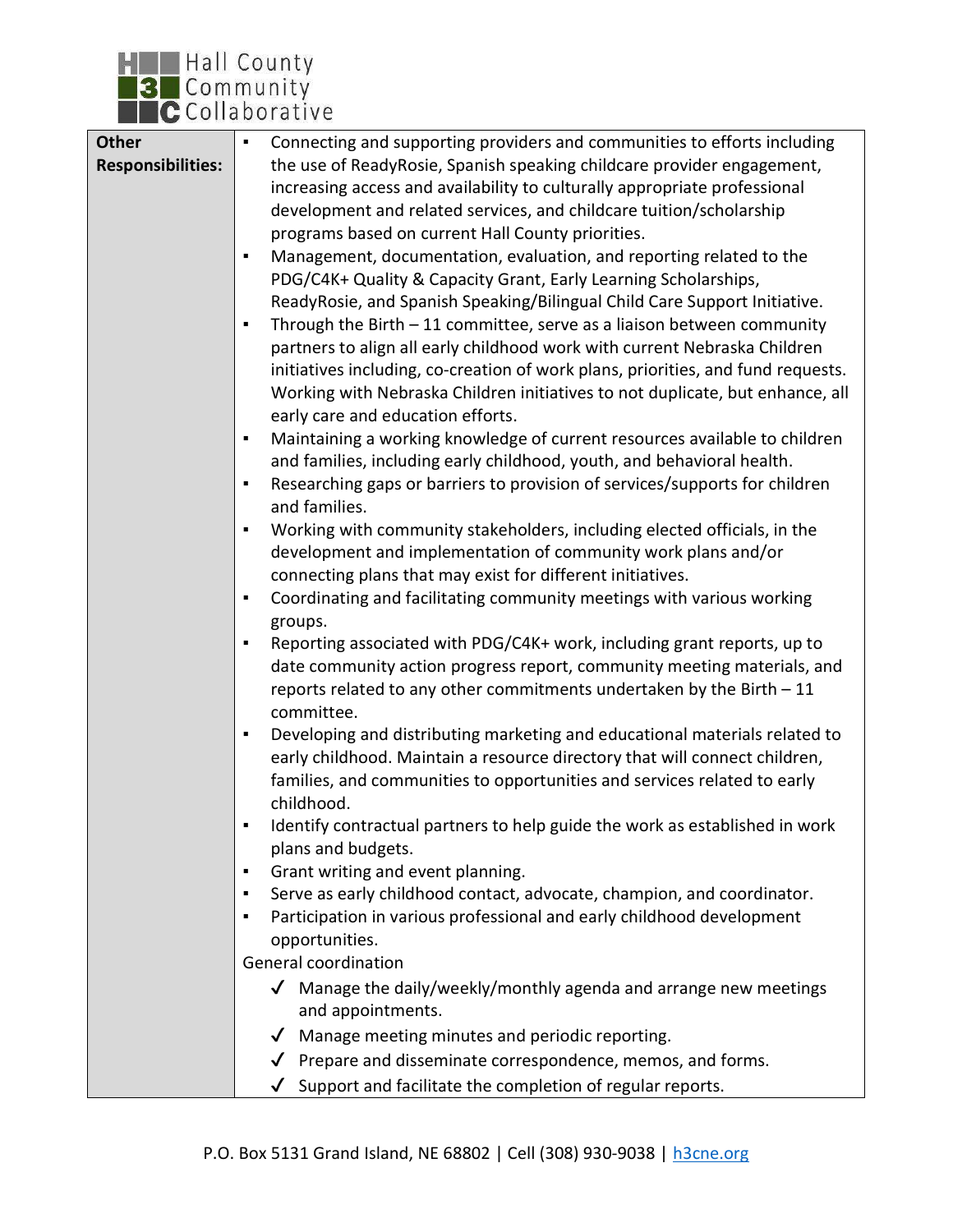| **Other Responsibilities:** | ▪ Connecting and supporting providers and communities to efforts including the use of ReadyRosie, Spanish speaking childcare provider engagement, increasing access and availability to culturally appropriate professional development and related services, and childcare tuition/scholarship programs based on current Hall County priorities.<br>▪ Management, documentation, evaluation, and reporting related to the PDG/C4K+ Quality & Capacity Grant, Early Learning Scholarships, ReadyRosie, and Spanish Speaking/Bilingual Child Care Support Initiative.<br>▪ Through the Birth – 11 committee, serve as a liaison between community partners to align all early childhood work with current Nebraska Children initiatives including, co-creation of work plans, priorities, and fund requests. Working with Nebraska Children initiatives to not duplicate, but enhance, all early care and education efforts.<br>▪ Maintaining a working knowledge of current resources available to children and families, including early childhood, youth, and behavioral health.<br>▪ Researching gaps or barriers to provision of services/supports for children and families.<br>▪ Working with community stakeholders, including elected officials, in the development and implementation of community work plans and/or connecting plans that may exist for different initiatives.<br>▪ Coordinating and facilitating community meetings with various working groups.<br>▪ Reporting associated with PDG/C4K+ work, including grant reports, up to date community action progress report, community meeting materials, and reports related to any other commitments undertaken by the Birth – 11 committee.<br>▪ Developing and distributing marketing and educational materials related to early childhood. Maintain a resource directory that will connect children, families, and communities to opportunities and services related to early childhood.<br>▪ Identify contractual partners to help guide the work as established in work plans and budgets.<br>▪ Grant writing and event planning.<br>▪ Serve as early childhood contact, advocate, champion, and coordinator.<br>▪ Participation in various professional and early childhood development opportunities.<br>General coordination<br>✓ Manage the daily/weekly/monthly agenda and arrange new meetings and appointments.<br>✓ Manage meeting minutes and periodic reporting.<br>✓ Prepare and disseminate correspondence, memos, and forms.<br>✓ Support and facilitate the completion of regular reports. |
|---|---|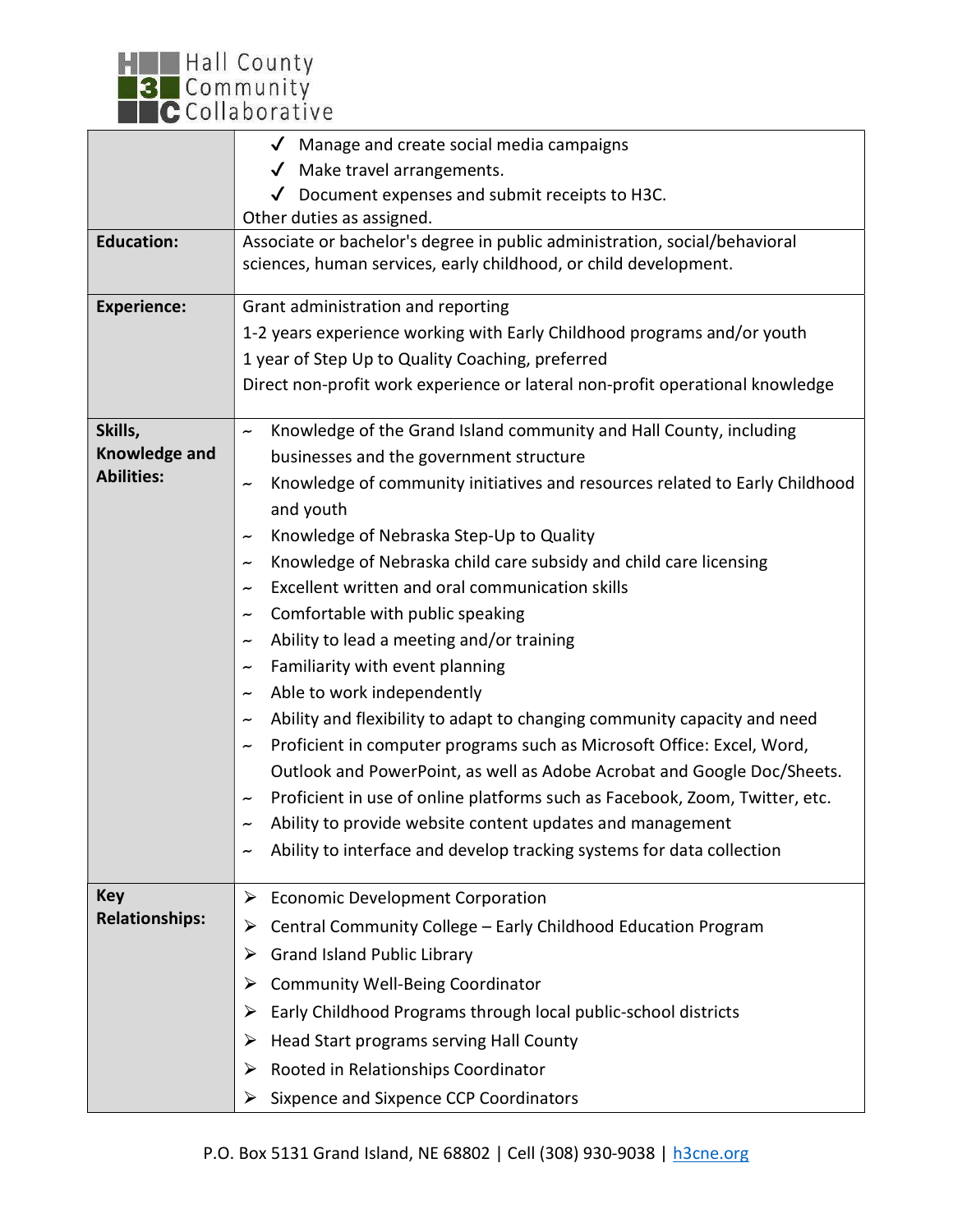| | |
|---|---|
| | ✓ Manage and create social media campaigns<br>✓ Make travel arrangements.<br>✓ Document expenses and submit receipts to H3C.<br>Other duties as assigned. |
| **Education:** | Associate or bachelor's degree in public administration, social/behavioral sciences, human services, early childhood, or child development. |
| **Experience:** | Grant administration and reporting<br>1-2 years experience working with Early Childhood programs and/or youth<br>1 year of Step Up to Quality Coaching, preferred<br>Direct non-profit work experience or lateral non-profit operational knowledge |
| **Skills, Knowledge and Abilities:** | ~ Knowledge of the Grand Island community and Hall County, including businesses and the government structure<br>~ Knowledge of community initiatives and resources related to Early Childhood and youth<br>~ Knowledge of Nebraska Step-Up to Quality<br>~ Knowledge of Nebraska child care subsidy and child care licensing<br>~ Excellent written and oral communication skills<br>~ Comfortable with public speaking<br>~ Ability to lead a meeting and/or training<br>~ Familiarity with event planning<br>~ Able to work independently<br>~ Ability and flexibility to adapt to changing community capacity and need<br>~ Proficient in computer programs such as Microsoft Office: Excel, Word, Outlook and PowerPoint, as well as Adobe Acrobat and Google Doc/Sheets.<br>~ Proficient in use of online platforms such as Facebook, Zoom, Twitter, etc.<br>~ Ability to provide website content updates and management<br>~ Ability to interface and develop tracking systems for data collection |
| **Key Relationships:** | ➢ Economic Development Corporation<br>➢ Central Community College – Early Childhood Education Program<br>➢ Grand Island Public Library<br>➢ Community Well-Being Coordinator<br>➢ Early Childhood Programs through local public-school districts<br>➢ Head Start programs serving Hall County<br>➢ Rooted in Relationships Coordinator<br>➢ Sixpence and Sixpence CCP Coordinators |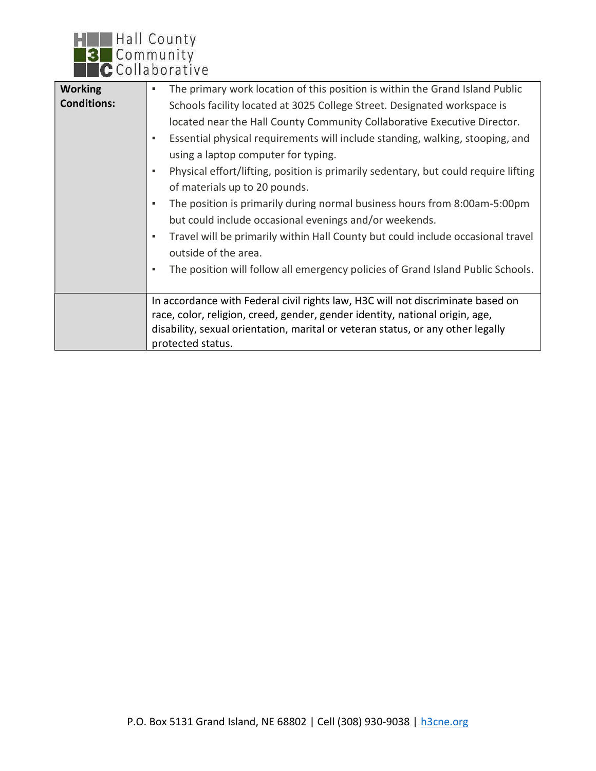| | |
|---|---|
| **Working Conditions:** | ▪ The primary work location of this position is within the Grand Island Public Schools facility located at 3025 College Street. Designated workspace is located near the Hall County Community Collaborative Executive Director.<br>▪ Essential physical requirements will include standing, walking, stooping, and using a laptop computer for typing.<br>▪ Physical effort/lifting, position is primarily sedentary, but could require lifting of materials up to 20 pounds.<br>▪ The position is primarily during normal business hours from 8:00am-5:00pm but could include occasional evenings and/or weekends.<br>▪ Travel will be primarily within Hall County but could include occasional travel outside of the area.<br>▪ The position will follow all emergency policies of Grand Island Public Schools. |
| | In accordance with Federal civil rights law, H3C will not discriminate based on race, color, religion, creed, gender, gender identity, national origin, age, disability, sexual orientation, marital or veteran status, or any other legally protected status. |